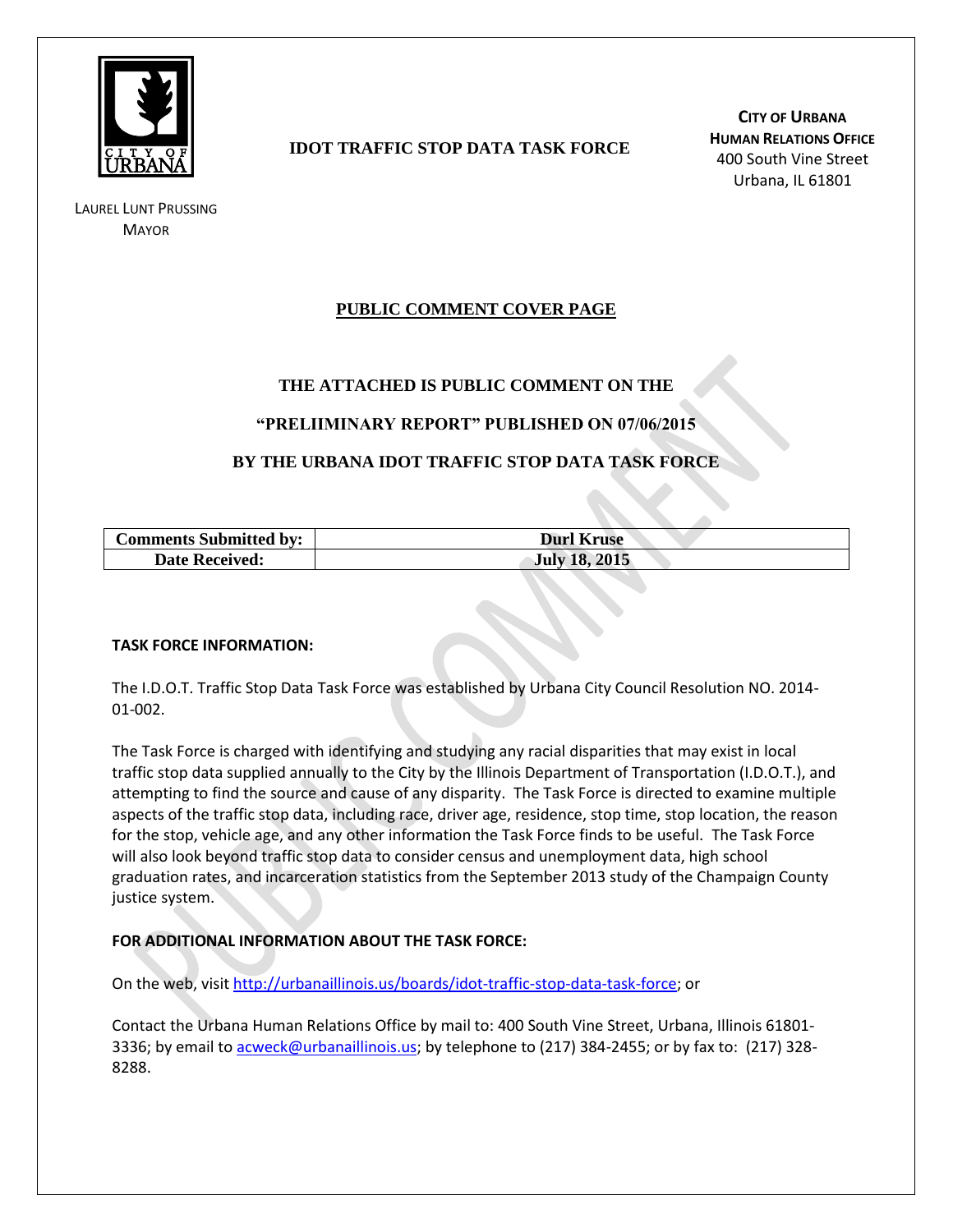LAUREL LUNT PRUSSING
MAYOR

**IDOT TRAFFIC STOP DATA TASK FORCE**

**CITY OF URBANA**
**HUMAN RELATIONS OFFICE**
400 South Vine Street
Urbana, IL 61801

## PUBLIC COMMENT COVER PAGE

**THE ATTACHED IS PUBLIC COMMENT ON THE**

**"PRELIIMINARY REPORT" PUBLISHED ON 07/06/2015**

**BY THE URBANA IDOT TRAFFIC STOP DATA TASK FORCE**

| **Comments Submitted by:** | **Durl Kruse** |
|---|---|
| **Date Received:** | **July 18, 2015** |

**TASK FORCE INFORMATION:**

The I.D.O.T. Traffic Stop Data Task Force was established by Urbana City Council Resolution NO. 2014-01-002.

The Task Force is charged with identifying and studying any racial disparities that may exist in local traffic stop data supplied annually to the City by the Illinois Department of Transportation (I.D.O.T.), and attempting to find the source and cause of any disparity. The Task Force is directed to examine multiple aspects of the traffic stop data, including race, driver age, residence, stop time, stop location, the reason for the stop, vehicle age, and any other information the Task Force finds to be useful. The Task Force will also look beyond traffic stop data to consider census and unemployment data, high school graduation rates, and incarceration statistics from the September 2013 study of the Champaign County justice system.

**FOR ADDITIONAL INFORMATION ABOUT THE TASK FORCE:**

On the web, visit http://urbanaillinois.us/boards/idot-traffic-stop-data-task-force; or

Contact the Urbana Human Relations Office by mail to: 400 South Vine Street, Urbana, Illinois 61801-3336; by email to acweck@urbanaillinois.us; by telephone to (217) 384-2455; or by fax to: (217) 328-8288.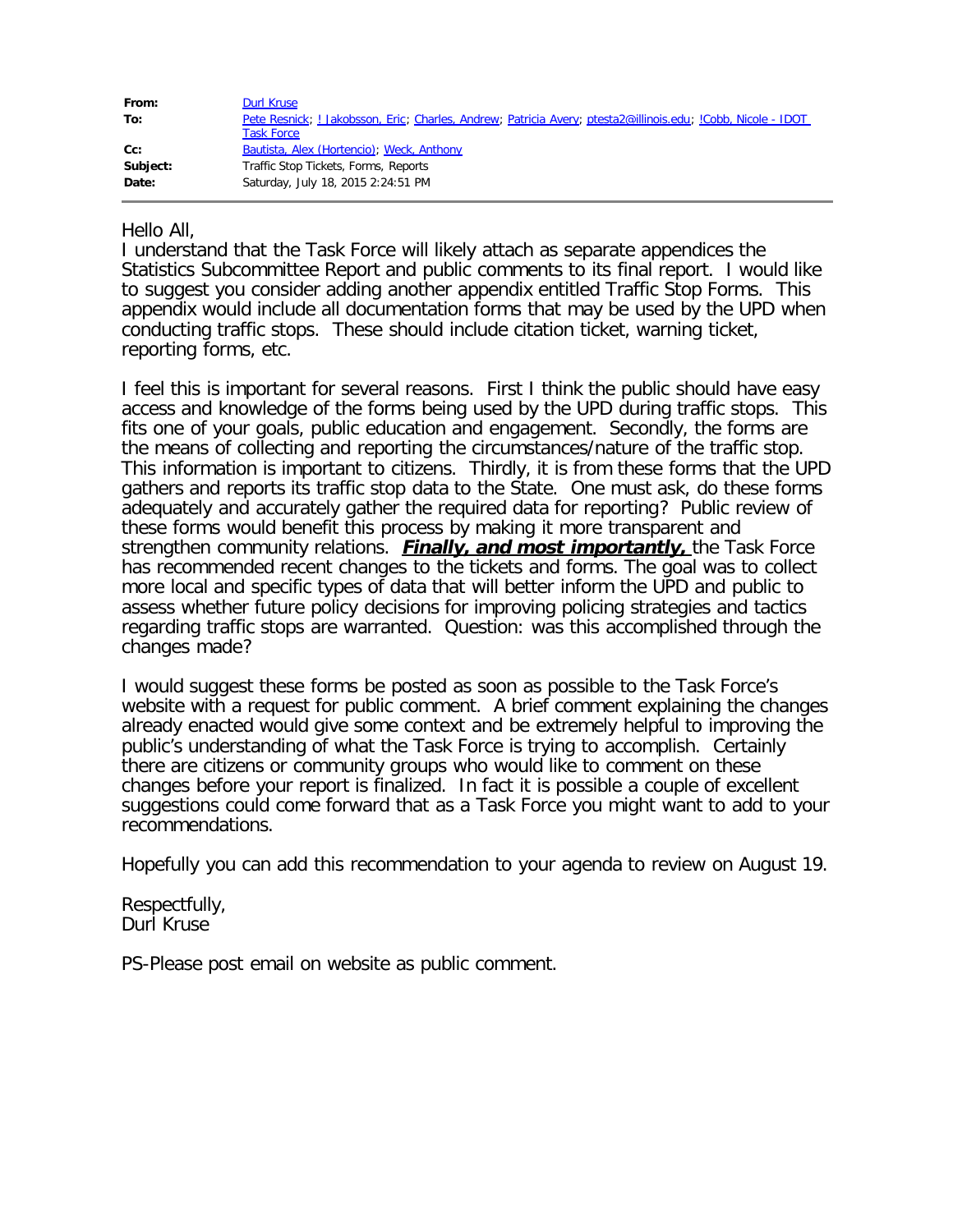| | |
|---|---|
| **From:** | Durl Kruse |
| **To:** | Pete Resnick; ! Jakobsson, Eric; Charles, Andrew; Patricia Avery; ptesta2@illinois.edu; !Cobb, Nicole - IDOT Task Force |
| **Cc:** | Bautista, Alex (Hortencio); Weck, Anthony |
| **Subject:** | Traffic Stop Tickets, Forms, Reports |
| **Date:** | Saturday, July 18, 2015 2:24:51 PM |

Hello All,
I understand that the Task Force will likely attach as separate appendices the Statistics Subcommittee Report and public comments to its final report. I would like to suggest you consider adding another appendix entitled Traffic Stop Forms. This appendix would include all documentation forms that may be used by the UPD when conducting traffic stops. These should include citation ticket, warning ticket, reporting forms, etc.

I feel this is important for several reasons. First I think the public should have easy access and knowledge of the forms being used by the UPD during traffic stops. This fits one of your goals, public education and engagement. Secondly, the forms are the means of collecting and reporting the circumstances/nature of the traffic stop. This information is important to citizens. Thirdly, it is from these forms that the UPD gathers and reports its traffic stop data to the State. One must ask, do these forms adequately and accurately gather the required data for reporting? Public review of these forms would benefit this process by making it more transparent and strengthen community relations. ***Finally, and most importantly,*** the Task Force has recommended recent changes to the tickets and forms. The goal was to collect more local and specific types of data that will better inform the UPD and public to assess whether future policy decisions for improving policing strategies and tactics regarding traffic stops are warranted. Question: was this accomplished through the changes made?

I would suggest these forms be posted as soon as possible to the Task Force's website with a request for public comment. A brief comment explaining the changes already enacted would give some context and be extremely helpful to improving the public's understanding of what the Task Force is trying to accomplish. Certainly there are citizens or community groups who would like to comment on these changes before your report is finalized. In fact it is possible a couple of excellent suggestions could come forward that as a Task Force you might want to add to your recommendations.

Hopefully you can add this recommendation to your agenda to review on August 19.

Respectfully,
Durl Kruse

PS-Please post email on website as public comment.